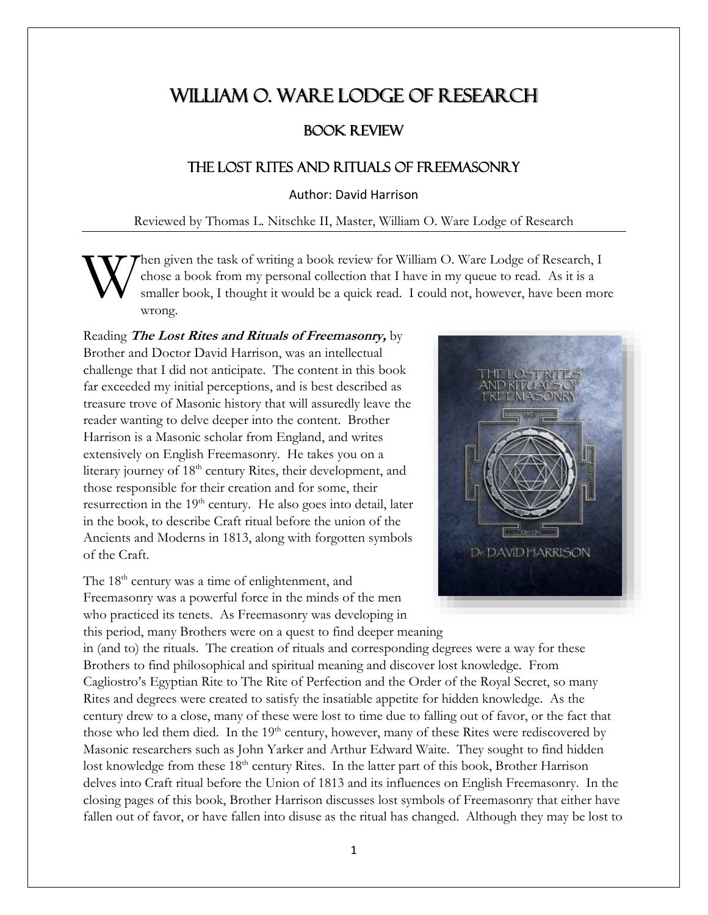# William O. Ware Lodge of Research

## Book Review

## The Lost Rites and Rituals of Freemasonry

Author: David Harrison

Reviewed by Thomas L. Nitschke II, Master, William O. Ware Lodge of Research

---

When given the task of writing a book review for William O. Ware Lodge of Research, I chose a book from my personal collection that I have in my queue to read. As it is a smaller book, I thought it would be a quick read. I could not, however, have been more wrong.

Reading ***The Lost Rites and Rituals of Freemasonry,*** by Brother and Doctor David Harrison, was an intellectual challenge that I did not anticipate. The content in this book far exceeded my initial perceptions, and is best described as treasure trove of Masonic history that will assuredly leave the reader wanting to delve deeper into the content. Brother Harrison is a Masonic scholar from England, and writes extensively on English Freemasonry. He takes you on a literary journey of 18th century Rites, their development, and those responsible for their creation and for some, their resurrection in the 19th century. He also goes into detail, later in the book, to describe Craft ritual before the union of the Ancients and Moderns in 1813, along with forgotten symbols of the Craft.

The 18th century was a time of enlightenment, and Freemasonry was a powerful force in the minds of the men who practiced its tenets. As Freemasonry was developing in this period, many Brothers were on a quest to find deeper meaning in (and to) the rituals. The creation of rituals and corresponding degrees were a way for these Brothers to find philosophical and spiritual meaning and discover lost knowledge. From Cagliostro's Egyptian Rite to The Rite of Perfection and the Order of the Royal Secret, so many Rites and degrees were created to satisfy the insatiable appetite for hidden knowledge. As the century drew to a close, many of these were lost to time due to falling out of favor, or the fact that those who led them died. In the 19th century, however, many of these Rites were rediscovered by Masonic researchers such as John Yarker and Arthur Edward Waite. They sought to find hidden lost knowledge from these 18th century Rites. In the latter part of this book, Brother Harrison delves into Craft ritual before the Union of 1813 and its influences on English Freemasonry. In the closing pages of this book, Brother Harrison discusses lost symbols of Freemasonry that either have fallen out of favor, or have fallen into disuse as the ritual has changed. Although they may be lost to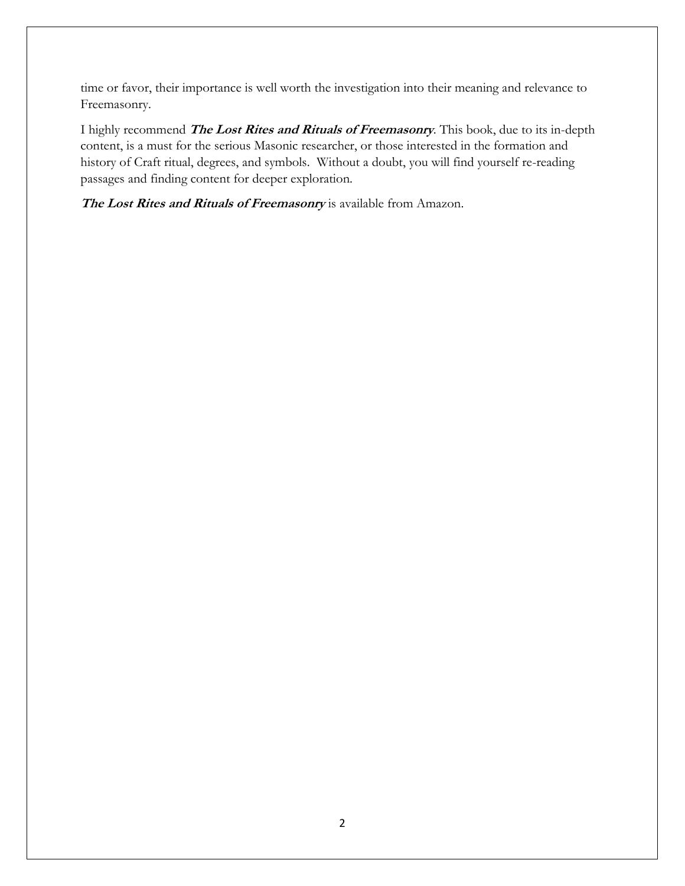time or favor, their importance is well worth the investigation into their meaning and relevance to Freemasonry.

I highly recommend ***The Lost Rites and Rituals of Freemasonry***. This book, due to its in-depth content, is a must for the serious Masonic researcher, or those interested in the formation and history of Craft ritual, degrees, and symbols. Without a doubt, you will find yourself re-reading passages and finding content for deeper exploration.

***The Lost Rites and Rituals of Freemasonry*** is available from Amazon.